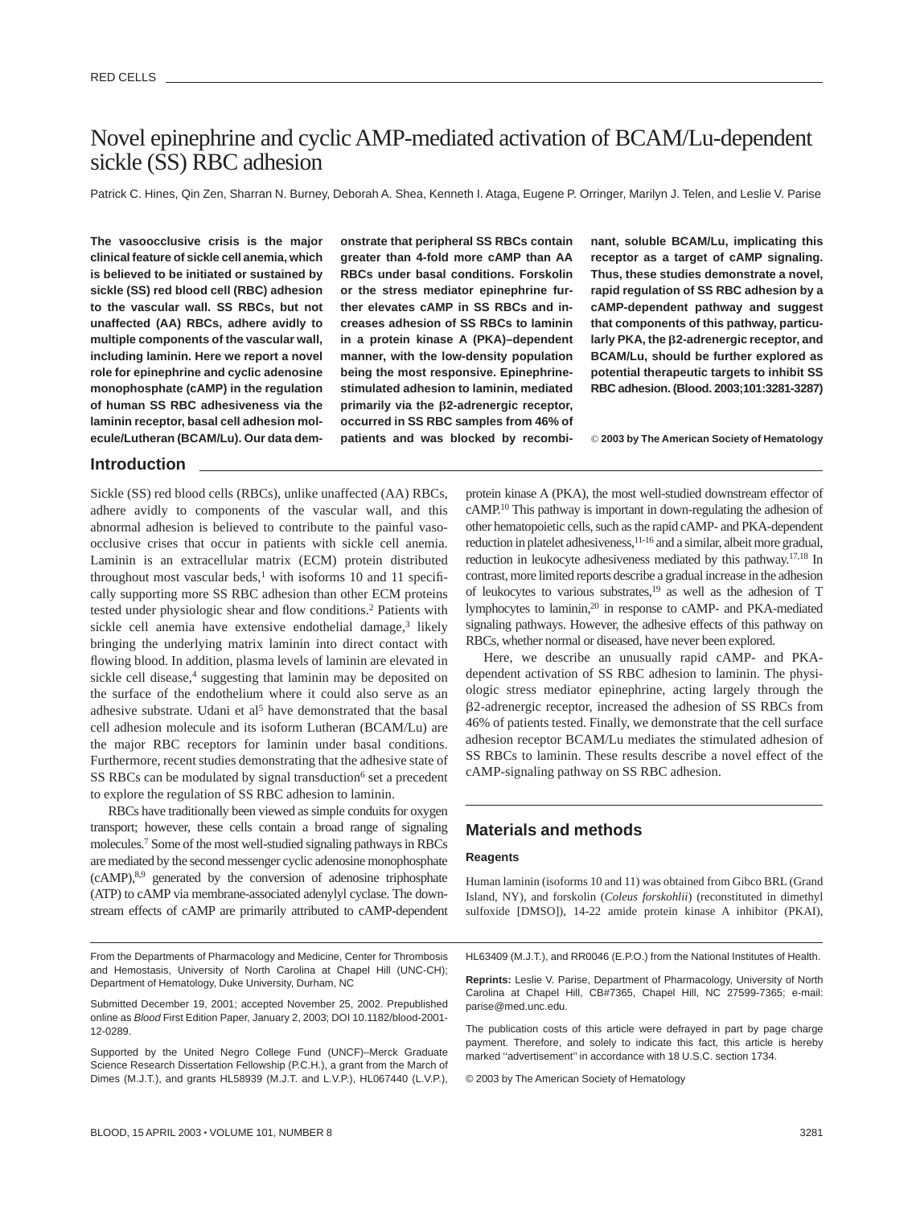# Novel epinephrine and cyclic AMP-mediated activation of BCAM/Lu-dependent sickle (SS) RBC adhesion

Patrick C. Hines, Qin Zen, Sharran N. Burney, Deborah A. Shea, Kenneth I. Ataga, Eugene P. Orringer, Marilyn J. Telen, and Leslie V. Parise

**The vasoocclusive crisis is the major clinical feature of sickle cell anemia, which is believed to be initiated or sustained by sickle (SS) red blood cell (RBC) adhesion to the vascular wall. SS RBCs, but not unaffected (AA) RBCs, adhere avidly to multiple components of the vascular wall, including laminin. Here we report a novel role for epinephrine and cyclic adenosine monophosphate (cAMP) in the regulation of human SS RBC adhesiveness via the laminin receptor, basal cell adhesion molecule/Lutheran (BCAM/Lu). Our data demonstrate that peripheral SS RBCs contain greater than 4-fold more cAMP than AA RBCs under basal conditions. Forskolin or the stress mediator epinephrine further elevates cAMP in SS RBCs and increases adhesion of SS RBCs to laminin in a protein kinase A (PKA)–dependent manner, with the low-density population being the most responsive. Epinephrine-stimulated adhesion to laminin, mediated primarily via the β2-adrenergic receptor, occurred in SS RBC samples from 46% of patients and was blocked by recombinant, soluble BCAM/Lu, implicating this receptor as a target of cAMP signaling. Thus, these studies demonstrate a novel, rapid regulation of SS RBC adhesion by a cAMP-dependent pathway and suggest that components of this pathway, particularly PKA, the β2-adrenergic receptor, and BCAM/Lu, should be further explored as potential therapeutic targets to inhibit SS RBC adhesion. (Blood. 2003;101:3281-3287)**

© **2003 by The American Society of Hematology**

## Introduction

Sickle (SS) red blood cells (RBCs), unlike unaffected (AA) RBCs, adhere avidly to components of the vascular wall, and this abnormal adhesion is believed to contribute to the painful vasoocclusive crises that occur in patients with sickle cell anemia. Laminin is an extracellular matrix (ECM) protein distributed throughout most vascular beds,[1] with isoforms 10 and 11 specifically supporting more SS RBC adhesion than other ECM proteins tested under physiologic shear and flow conditions.[2] Patients with sickle cell anemia have extensive endothelial damage,[3] likely bringing the underlying matrix laminin into direct contact with flowing blood. In addition, plasma levels of laminin are elevated in sickle cell disease,[4] suggesting that laminin may be deposited on the surface of the endothelium where it could also serve as an adhesive substrate. Udani et al[5] have demonstrated that the basal cell adhesion molecule and its isoform Lutheran (BCAM/Lu) are the major RBC receptors for laminin under basal conditions. Furthermore, recent studies demonstrating that the adhesive state of SS RBCs can be modulated by signal transduction[6] set a precedent to explore the regulation of SS RBC adhesion to laminin.

RBCs have traditionally been viewed as simple conduits for oxygen transport; however, these cells contain a broad range of signaling molecules.[7] Some of the most well-studied signaling pathways in RBCs are mediated by the second messenger cyclic adenosine monophosphate (cAMP),[8,9] generated by the conversion of adenosine triphosphate (ATP) to cAMP via membrane-associated adenylyl cyclase. The downstream effects of cAMP are primarily attributed to cAMP-dependent protein kinase A (PKA), the most well-studied downstream effector of cAMP.[10] This pathway is important in down-regulating the adhesion of other hematopoietic cells, such as the rapid cAMP- and PKA-dependent reduction in platelet adhesiveness,[11-16] and a similar, albeit more gradual, reduction in leukocyte adhesiveness mediated by this pathway.[17,18] In contrast, more limited reports describe a gradual increase in the adhesion of leukocytes to various substrates,[19] as well as the adhesion of T lymphocytes to laminin,[20] in response to cAMP- and PKA-mediated signaling pathways. However, the adhesive effects of this pathway on RBCs, whether normal or diseased, have never been explored.

Here, we describe an unusually rapid cAMP- and PKA-dependent activation of SS RBC adhesion to laminin. The physiologic stress mediator epinephrine, acting largely through the β2-adrenergic receptor, increased the adhesion of SS RBCs from 46% of patients tested. Finally, we demonstrate that the cell surface adhesion receptor BCAM/Lu mediates the stimulated adhesion of SS RBCs to laminin. These results describe a novel effect of the cAMP-signaling pathway on SS RBC adhesion.

## Materials and methods

### Reagents

Human laminin (isoforms 10 and 11) was obtained from Gibco BRL (Grand Island, NY), and forskolin (*Coleus forskohlii*) (reconstituted in dimethyl sulfoxide [DMSO]), 14-22 amide protein kinase A inhibitor (PKAI),

From the Departments of Pharmacology and Medicine, Center for Thrombosis and Hemostasis, University of North Carolina at Chapel Hill (UNC-CH); Department of Hematology, Duke University, Durham, NC

Submitted December 19, 2001; accepted November 25, 2002. Prepublished online as *Blood* First Edition Paper, January 2, 2003; DOI 10.1182/blood-2001-12-0289.

Supported by the United Negro College Fund (UNCF)–Merck Graduate Science Research Dissertation Fellowship (P.C.H.), a grant from the March of Dimes (M.J.T.), and grants HL58939 (M.J.T. and L.V.P.), HL067440 (L.V.P.), HL63409 (M.J.T.), and RR0046 (E.P.O.) from the National Institutes of Health.

**Reprints:** Leslie V. Parise, Department of Pharmacology, University of North Carolina at Chapel Hill, CB#7365, Chapel Hill, NC 27599-7365; e-mail: parise@med.unc.edu.

The publication costs of this article were defrayed in part by page charge payment. Therefore, and solely to indicate this fact, this article is hereby marked "advertisement" in accordance with 18 U.S.C. section 1734.

© 2003 by The American Society of Hematology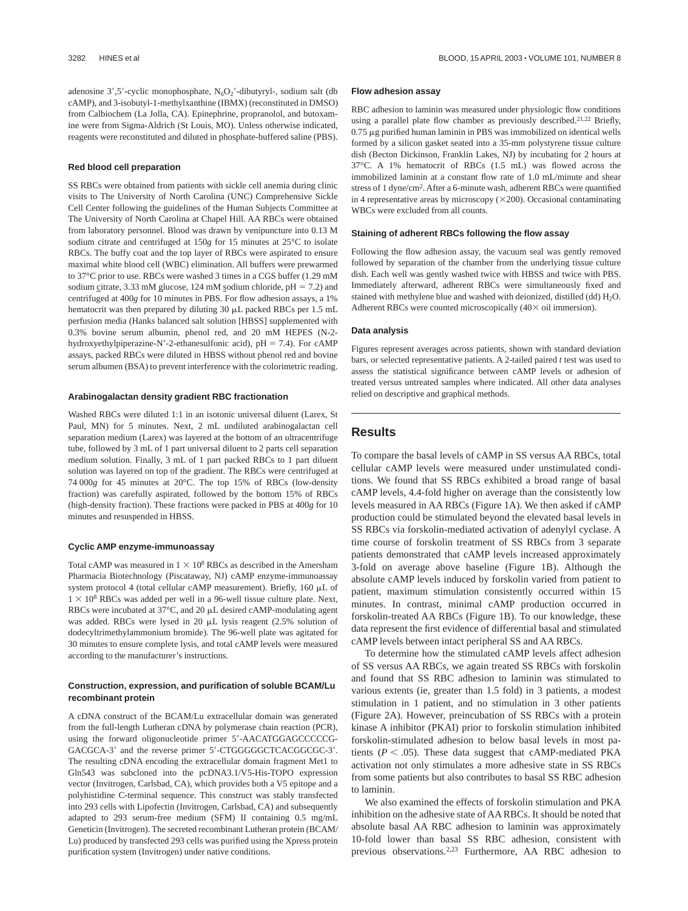adenosine 3′,5′-cyclic monophosphate, $N_6O_2$′-dibutyryl-, sodium salt (db cAMP), and 3-isobutyl-1-methylxanthine (IBMX) (reconstituted in DMSO) from Calbiochem (La Jolla, CA). Epinephrine, propranolol, and butoxamine were from Sigma-Aldrich (St Louis, MO). Unless otherwise indicated, reagents were reconstituted and diluted in phosphate-buffered saline (PBS).

### Red blood cell preparation

SS RBCs were obtained from patients with sickle cell anemia during clinic visits to The University of North Carolina (UNC) Comprehensive Sickle Cell Center following the guidelines of the Human Subjects Committee at The University of North Carolina at Chapel Hill. AA RBCs were obtained from laboratory personnel. Blood was drawn by venipuncture into 0.13 M sodium citrate and centrifuged at 150*g* for 15 minutes at 25°C to isolate RBCs. The buffy coat and the top layer of RBCs were aspirated to ensure maximal white blood cell (WBC) elimination. All buffers were prewarmed to 37°C prior to use. RBCs were washed 3 times in a CGS buffer (1.29 mM sodium citrate, 3.33 mM glucose, 124 mM sodium chloride, pH = 7.2) and centrifuged at 400*g* for 10 minutes in PBS. For flow adhesion assays, a 1% hematocrit was then prepared by diluting 30 μL packed RBCs per 1.5 mL perfusion media (Hanks balanced salt solution [HBSS] supplemented with 0.3% bovine serum albumin, phenol red, and 20 mM HEPES (N-2-hydroxyethylpiperazine-N′-2-ethanesulfonic acid), pH = 7.4). For cAMP assays, packed RBCs were diluted in HBSS without phenol red and bovine serum albumen (BSA) to prevent interference with the colorimetric reading.

### Arabinogalactan density gradient RBC fractionation

Washed RBCs were diluted 1:1 in an isotonic universal diluent (Larex, St Paul, MN) for 5 minutes. Next, 2 mL undiluted arabinogalactan cell separation medium (Larex) was layered at the bottom of an ultracentrifuge tube, followed by 3 mL of 1 part universal diluent to 2 parts cell separation medium solution. Finally, 3 mL of 1 part packed RBCs to 1 part diluent solution was layered on top of the gradient. The RBCs were centrifuged at 74 000*g* for 45 minutes at 20°C. The top 15% of RBCs (low-density fraction) was carefully aspirated, followed by the bottom 15% of RBCs (high-density fraction). These fractions were packed in PBS at 400*g* for 10 minutes and resuspended in HBSS.

### Cyclic AMP enzyme-immunoassay

Total cAMP was measured in $1 \times 10^8$ RBCs as described in the Amersham Pharmacia Biotechnology (Piscataway, NJ) cAMP enzyme-immunoassay system protocol 4 (total cellular cAMP measurement). Briefly, 160 μL of $1 \times 10^8$ RBCs was added per well in a 96-well tissue culture plate. Next, RBCs were incubated at 37°C, and 20 μL desired cAMP-modulating agent was added. RBCs were lysed in 20 μL lysis reagent (2.5% solution of dodecyltrimethylammonium bromide). The 96-well plate was agitated for 30 minutes to ensure complete lysis, and total cAMP levels were measured according to the manufacturer's instructions.

### Construction, expression, and purification of soluble BCAM/Lu recombinant protein

A cDNA construct of the BCAM/Lu extracellular domain was generated from the full-length Lutheran cDNA by polymerase chain reaction (PCR), using the forward oligonucleotide primer 5′-AACATGGAGCCCCCG-GACGCA-3′ and the reverse primer 5′-CTGGGGGCTCACGGCGC-3′. The resulting cDNA encoding the extracellular domain fragment Met1 to Gln543 was subcloned into the pcDNA3.1/V5-His-TOPO expression vector (Invitrogen, Carlsbad, CA), which provides both a V5 epitope and a polyhistidine C-terminal sequence. This construct was stably transfected into 293 cells with Lipofectin (Invitrogen, Carlsbad, CA) and subsequently adapted to 293 serum-free medium (SFM) II containing 0.5 mg/mL Geneticin (Invitrogen). The secreted recombinant Lutheran protein (BCAM/Lu) produced by transfected 293 cells was purified using the Xpress protein purification system (Invitrogen) under native conditions.

### Flow adhesion assay

RBC adhesion to laminin was measured under physiologic flow conditions using a parallel plate flow chamber as previously described.[21,22] Briefly, 0.75 μg purified human laminin in PBS was immobilized on identical wells formed by a silicon gasket seated into a 35-mm polystyrene tissue culture dish (Becton Dickinson, Franklin Lakes, NJ) by incubating for 2 hours at 37°C. A 1% hematocrit of RBCs (1.5 mL) was flowed across the immobilized laminin at a constant flow rate of 1.0 mL/minute and shear stress of 1 dyne/cm². After a 6-minute wash, adherent RBCs were quantified in 4 representative areas by microscopy (×200). Occasional contaminating WBCs were excluded from all counts.

### Staining of adherent RBCs following the flow assay

Following the flow adhesion assay, the vacuum seal was gently removed followed by separation of the chamber from the underlying tissue culture dish. Each well was gently washed twice with HBSS and twice with PBS. Immediately afterward, adherent RBCs were simultaneously fixed and stained with methylene blue and washed with deionized, distilled (dd) $H_2O$. Adherent RBCs were counted microscopically (40× oil immersion).

### Data analysis

Figures represent averages across patients, shown with standard deviation bars, or selected representative patients. A 2-tailed paired *t* test was used to assess the statistical significance between cAMP levels or adhesion of treated versus untreated samples where indicated. All other data analyses relied on descriptive and graphical methods.

## Results

To compare the basal levels of cAMP in SS versus AA RBCs, total cellular cAMP levels were measured under unstimulated conditions. We found that SS RBCs exhibited a broad range of basal cAMP levels, 4.4-fold higher on average than the consistently low levels measured in AA RBCs (Figure 1A). We then asked if cAMP production could be stimulated beyond the elevated basal levels in SS RBCs via forskolin-mediated activation of adenylyl cyclase. A time course of forskolin treatment of SS RBCs from 3 separate patients demonstrated that cAMP levels increased approximately 3-fold on average above baseline (Figure 1B). Although the absolute cAMP levels induced by forskolin varied from patient to patient, maximum stimulation consistently occurred within 15 minutes. In contrast, minimal cAMP production occurred in forskolin-treated AA RBCs (Figure 1B). To our knowledge, these data represent the first evidence of differential basal and stimulated cAMP levels between intact peripheral SS and AA RBCs.

To determine how the stimulated cAMP levels affect adhesion of SS versus AA RBCs, we again treated SS RBCs with forskolin and found that SS RBC adhesion to laminin was stimulated to various extents (ie, greater than 1.5 fold) in 3 patients, a modest stimulation in 1 patient, and no stimulation in 3 other patients (Figure 2A). However, preincubation of SS RBCs with a protein kinase A inhibitor (PKAI) prior to forskolin stimulation inhibited forskolin-stimulated adhesion to below basal levels in most patients ($P < .05$). These data suggest that cAMP-mediated PKA activation not only stimulates a more adhesive state in SS RBCs from some patients but also contributes to basal SS RBC adhesion to laminin.

We also examined the effects of forskolin stimulation and PKA inhibition on the adhesive state of AA RBCs. It should be noted that absolute basal AA RBC adhesion to laminin was approximately 10-fold lower than basal SS RBC adhesion, consistent with previous observations.[2,23] Furthermore, AA RBC adhesion to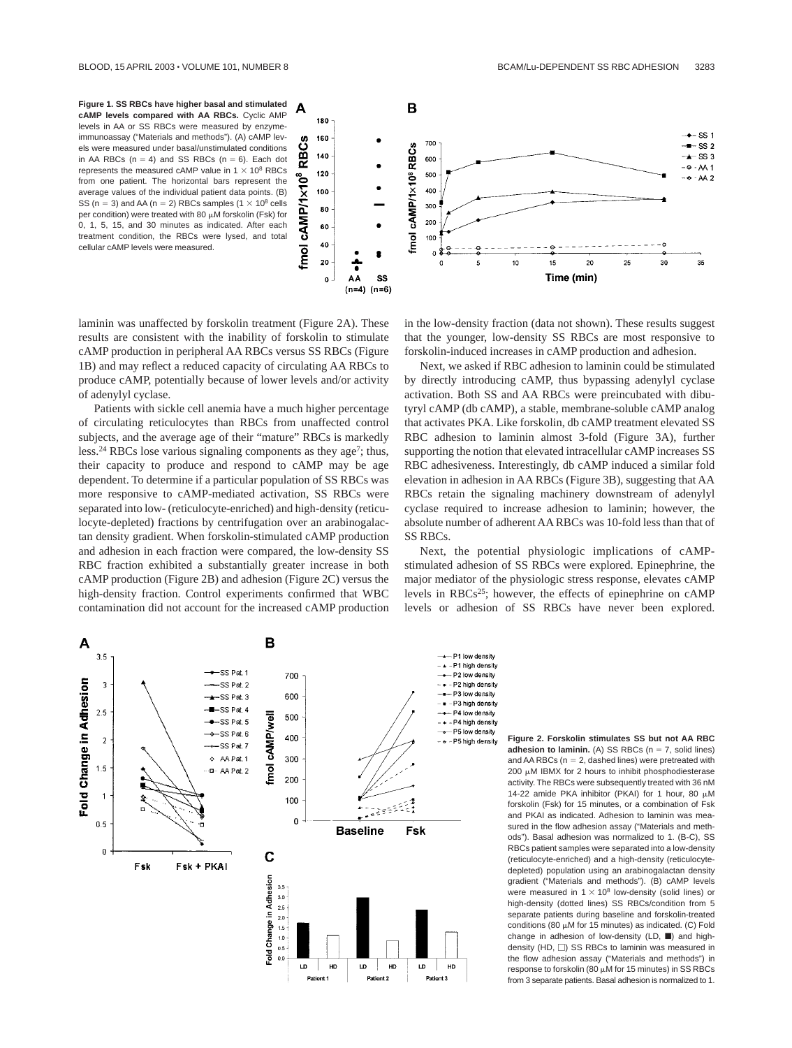**Figure 1. SS RBCs have higher basal and stimulated cAMP levels compared with AA RBCs.** Cyclic AMP levels in AA or SS RBCs were measured by enzyme-immunoassay ("Materials and methods"). (A) cAMP levels were measured under basal/unstimulated conditions in AA RBCs (n = 4) and SS RBCs (n = 6). Each dot represents the measured cAMP value in $1 \times 10^8$ RBCs from one patient. The horizontal bars represent the average values of the individual patient data points. (B) SS (n = 3) and AA (n = 2) RBCs samples ($1 \times 10^8$ cells per condition) were treated with 80 μM forskolin (Fsk) for 0, 1, 5, 15, and 30 minutes as indicated. After each treatment condition, the RBCs were lysed, and total cellular cAMP levels were measured.

laminin was unaffected by forskolin treatment (Figure 2A). These results are consistent with the inability of forskolin to stimulate cAMP production in peripheral AA RBCs versus SS RBCs (Figure 1B) and may reflect a reduced capacity of circulating AA RBCs to produce cAMP, potentially because of lower levels and/or activity of adenylyl cyclase.

Patients with sickle cell anemia have a much higher percentage of circulating reticulocytes than RBCs from unaffected control subjects, and the average age of their "mature" RBCs is markedly less.[24] RBCs lose various signaling components as they age[7]; thus, their capacity to produce and respond to cAMP may be age dependent. To determine if a particular population of SS RBCs was more responsive to cAMP-mediated activation, SS RBCs were separated into low- (reticulocyte-enriched) and high-density (reticulocyte-depleted) fractions by centrifugation over an arabinogalactan density gradient. When forskolin-stimulated cAMP production and adhesion in each fraction were compared, the low-density SS RBC fraction exhibited a substantially greater increase in both cAMP production (Figure 2B) and adhesion (Figure 2C) versus the high-density fraction. Control experiments confirmed that WBC contamination did not account for the increased cAMP production in the low-density fraction (data not shown). These results suggest that the younger, low-density SS RBCs are most responsive to forskolin-induced increases in cAMP production and adhesion.

Next, we asked if RBC adhesion to laminin could be stimulated by directly introducing cAMP, thus bypassing adenylyl cyclase activation. Both SS and AA RBCs were preincubated with dibutyryl cAMP (db cAMP), a stable, membrane-soluble cAMP analog that activates PKA. Like forskolin, db cAMP treatment elevated SS RBC adhesion to laminin almost 3-fold (Figure 3A), further supporting the notion that elevated intracellular cAMP increases SS RBC adhesiveness. Interestingly, db cAMP induced a similar fold elevation in adhesion in AA RBCs (Figure 3B), suggesting that AA RBCs retain the signaling machinery downstream of adenylyl cyclase required to increase adhesion to laminin; however, the absolute number of adherent AA RBCs was 10-fold less than that of SS RBCs.

Next, the potential physiologic implications of cAMP-stimulated adhesion of SS RBCs were explored. Epinephrine, the major mediator of the physiologic stress response, elevates cAMP levels in RBCs[25]; however, the effects of epinephrine on cAMP levels or adhesion of SS RBCs have never been explored.

**Figure 2. Forskolin stimulates SS but not AA RBC adhesion to laminin.** (A) SS RBCs (n = 7, solid lines) and AA RBCs (n = 2, dashed lines) were pretreated with 200 μM IBMX for 2 hours to inhibit phosphodiesterase activity. The RBCs were subsequently treated with 36 nM 14-22 amide PKA inhibitor (PKAI) for 1 hour, 80 μM forskolin (Fsk) for 15 minutes, or a combination of Fsk and PKAI as indicated. Adhesion to laminin was measured in the flow adhesion assay ("Materials and methods"). Basal adhesion was normalized to 1. (B-C), SS RBCs patient samples were separated into a low-density (reticulocyte-enriched) and a high-density (reticulocyte-depleted) population using an arabinogalactan density gradient ("Materials and methods"). (B) cAMP levels were measured in $1 \times 10^8$ low-density (solid lines) or high-density (dotted lines) SS RBCs/condition from 5 separate patients during baseline and forskolin-treated conditions (80 μM for 15 minutes) as indicated. (C) Fold change in adhesion of low-density (LD, ■) and high-density (HD, □) SS RBCs to laminin was measured in the flow adhesion assay ("Materials and methods") in response to forskolin (80 μM for 15 minutes) in SS RBCs from 3 separate patients. Basal adhesion is normalized to 1.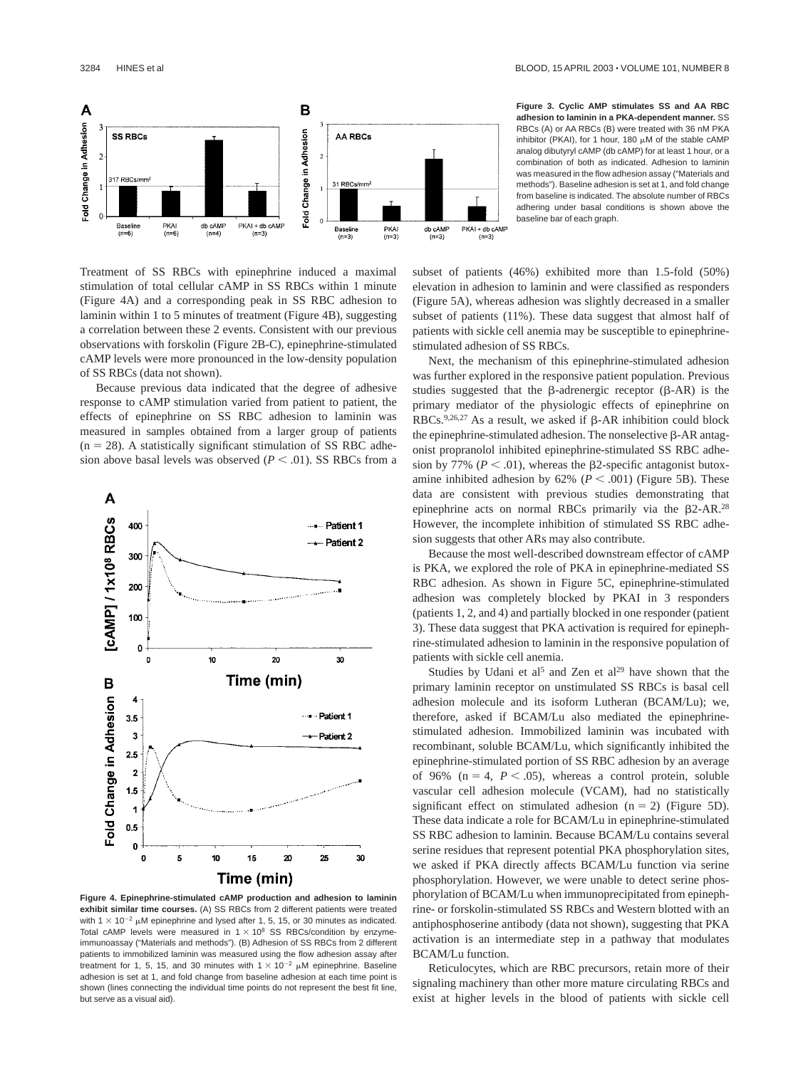**Figure 3. Cyclic AMP stimulates SS and AA RBC adhesion to laminin in a PKA-dependent manner.** SS RBCs (A) or AA RBCs (B) were treated with 36 nM PKA inhibitor (PKAI), for 1 hour, 180 μM of the stable cAMP analog dibutyryl cAMP (db cAMP) for at least 1 hour, or a combination of both as indicated. Adhesion to laminin was measured in the flow adhesion assay ("Materials and methods"). Baseline adhesion is set at 1, and fold change from baseline is indicated. The absolute number of RBCs adhering under basal conditions is shown above the baseline bar of each graph.

Treatment of SS RBCs with epinephrine induced a maximal stimulation of total cellular cAMP in SS RBCs within 1 minute (Figure 4A) and a corresponding peak in SS RBC adhesion to laminin within 1 to 5 minutes of treatment (Figure 4B), suggesting a correlation between these 2 events. Consistent with our previous observations with forskolin (Figure 2B-C), epinephrine-stimulated cAMP levels were more pronounced in the low-density population of SS RBCs (data not shown).

Because previous data indicated that the degree of adhesive response to cAMP stimulation varied from patient to patient, the effects of epinephrine on SS RBC adhesion to laminin was measured in samples obtained from a larger group of patients ($n = 28$). A statistically significant stimulation of SS RBC adhesion above basal levels was observed ($P < .01$). SS RBCs from a subset of patients (46%) exhibited more than 1.5-fold (50%) elevation in adhesion to laminin and were classified as responders (Figure 5A), whereas adhesion was slightly decreased in a smaller subset of patients (11%). These data suggest that almost half of patients with sickle cell anemia may be susceptible to epinephrine-stimulated adhesion of SS RBCs.

**Figure 4. Epinephrine-stimulated cAMP production and adhesion to laminin exhibit similar time courses.** (A) SS RBCs from 2 different patients were treated with $1 \times 10^{-2}$ μM epinephrine and lysed after 1, 5, 15, or 30 minutes as indicated. Total cAMP levels were measured in $1 \times 10^{8}$ SS RBCs/condition by enzyme-immunoassay ("Materials and methods"). (B) Adhesion of SS RBCs from 2 different patients to immobilized laminin was measured using the flow adhesion assay after treatment for 1, 5, 15, and 30 minutes with $1 \times 10^{-2}$ μM epinephrine. Baseline adhesion is set at 1, and fold change from baseline adhesion at each time point is shown (lines connecting the individual time points do not represent the best fit line, but serve as a visual aid).

Next, the mechanism of this epinephrine-stimulated adhesion was further explored in the responsive patient population. Previous studies suggested that the β-adrenergic receptor (β-AR) is the primary mediator of the physiologic effects of epinephrine on RBCs.[9,26,27] As a result, we asked if β-AR inhibition could block the epinephrine-stimulated adhesion. The nonselective β-AR antagonist propranolol inhibited epinephrine-stimulated SS RBC adhesion by 77% ($P < .01$), whereas the β2-specific antagonist butoxamine inhibited adhesion by 62% ($P < .001$) (Figure 5B). These data are consistent with previous studies demonstrating that epinephrine acts on normal RBCs primarily via the β2-AR.[28] However, the incomplete inhibition of stimulated SS RBC adhesion suggests that other ARs may also contribute.

Because the most well-described downstream effector of cAMP is PKA, we explored the role of PKA in epinephrine-mediated SS RBC adhesion. As shown in Figure 5C, epinephrine-stimulated adhesion was completely blocked by PKAI in 3 responders (patients 1, 2, and 4) and partially blocked in one responder (patient 3). These data suggest that PKA activation is required for epinephrine-stimulated adhesion to laminin in the responsive population of patients with sickle cell anemia.

Studies by Udani et al[5] and Zen et al[29] have shown that the primary laminin receptor on unstimulated SS RBCs is basal cell adhesion molecule and its isoform Lutheran (BCAM/Lu); we, therefore, asked if BCAM/Lu also mediated the epinephrine-stimulated adhesion. Immobilized laminin was incubated with recombinant, soluble BCAM/Lu, which significantly inhibited the epinephrine-stimulated portion of SS RBC adhesion by an average of 96% ($n = 4$, $P < .05$), whereas a control protein, soluble vascular cell adhesion molecule (VCAM), had no statistically significant effect on stimulated adhesion ($n = 2$) (Figure 5D). These data indicate a role for BCAM/Lu in epinephrine-stimulated SS RBC adhesion to laminin. Because BCAM/Lu contains several serine residues that represent potential PKA phosphorylation sites, we asked if PKA directly affects BCAM/Lu function via serine phosphorylation. However, we were unable to detect serine phosphorylation of BCAM/Lu when immunoprecipitated from epinephrine- or forskolin-stimulated SS RBCs and Western blotted with an antiphosphoserine antibody (data not shown), suggesting that PKA activation is an intermediate step in a pathway that modulates BCAM/Lu function.

Reticulocytes, which are RBC precursors, retain more of their signaling machinery than other more mature circulating RBCs and exist at higher levels in the blood of patients with sickle cell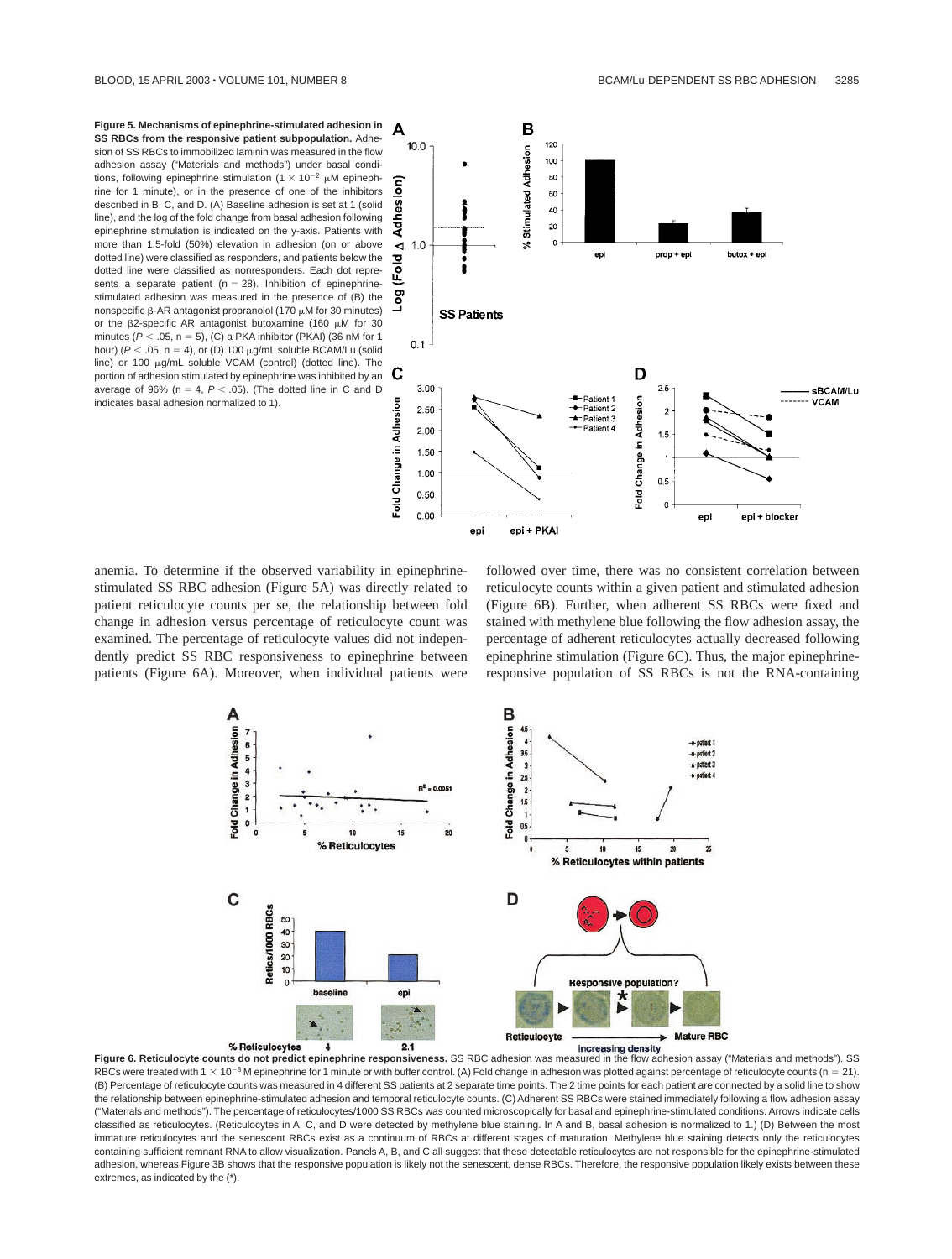**Figure 5. Mechanisms of epinephrine-stimulated adhesion in SS RBCs from the responsive patient subpopulation.** Adhesion of SS RBCs to immobilized laminin was measured in the flow adhesion assay ("Materials and methods") under basal conditions, following epinephrine stimulation ($1 \times 10^{-2}$ μM epinephrine for 1 minute), or in the presence of one of the inhibitors described in B, C, and D. (A) Baseline adhesion is set at 1 (solid line), and the log of the fold change from basal adhesion following epinephrine stimulation is indicated on the y-axis. Patients with more than 1.5-fold (50%) elevation in adhesion (on or above dotted line) were classified as responders, and patients below the dotted line were classified as nonresponders. Each dot represents a separate patient (n = 28). Inhibition of epinephrine-stimulated adhesion was measured in the presence of (B) the nonspecific β-AR antagonist propranolol (170 μM for 30 minutes) or the β2-specific AR antagonist butoxamine (160 μM for 30 minutes) ($P < .05$, n = 5), (C) a PKA inhibitor (PKAI) (36 nM for 1 hour) ($P < .05$, n = 4), or (D) 100 μg/mL soluble BCAM/Lu (solid line) or 100 μg/mL soluble VCAM (control) (dotted line). The portion of adhesion stimulated by epinephrine was inhibited by an average of 96% (n = 4, $P < .05$). (The dotted line in C and D indicates basal adhesion normalized to 1).

anemia. To determine if the observed variability in epinephrine-stimulated SS RBC adhesion (Figure 5A) was directly related to patient reticulocyte counts per se, the relationship between fold change in adhesion versus percentage of reticulocyte count was examined. The percentage of reticulocyte values did not independently predict SS RBC responsiveness to epinephrine between patients (Figure 6A). Moreover, when individual patients were followed over time, there was no consistent correlation between reticulocyte counts within a given patient and stimulated adhesion (Figure 6B). Further, when adherent SS RBCs were fixed and stained with methylene blue following the flow adhesion assay, the percentage of adherent reticulocytes actually decreased following epinephrine stimulation (Figure 6C). Thus, the major epinephrine-responsive population of SS RBCs is not the RNA-containing

**Figure 6. Reticulocyte counts do not predict epinephrine responsiveness.** SS RBC adhesion was measured in the flow adhesion assay ("Materials and methods"). SS RBCs were treated with $1 \times 10^{-8}$ M epinephrine for 1 minute or with buffer control. (A) Fold change in adhesion was plotted against percentage of reticulocyte counts (n = 21). (B) Percentage of reticulocyte counts was measured in 4 different SS patients at 2 separate time points. The 2 time points for each patient are connected by a solid line to show the relationship between epinephrine-stimulated adhesion and temporal reticulocyte counts. (C) Adherent SS RBCs were stained immediately following a flow adhesion assay ("Materials and methods"). The percentage of reticulocytes/1000 SS RBCs was counted microscopically for basal and epinephrine-stimulated conditions. Arrows indicate cells classified as reticulocytes. (Reticulocytes in A, C, and D were detected by methylene blue staining. In A and B, basal adhesion is normalized to 1.) (D) Between the most immature reticulocytes and the senescent RBCs exist as a continuum of RBCs at different stages of maturation. Methylene blue staining detects only the reticulocytes containing sufficient remnant RNA to allow visualization. Panels A, B, and C all suggest that these detectable reticulocytes are not responsible for the epinephrine-stimulated adhesion, whereas Figure 3B shows that the responsive population is likely not the senescent, dense RBCs. Therefore, the responsive population likely exists between these extremes, as indicated by the (*).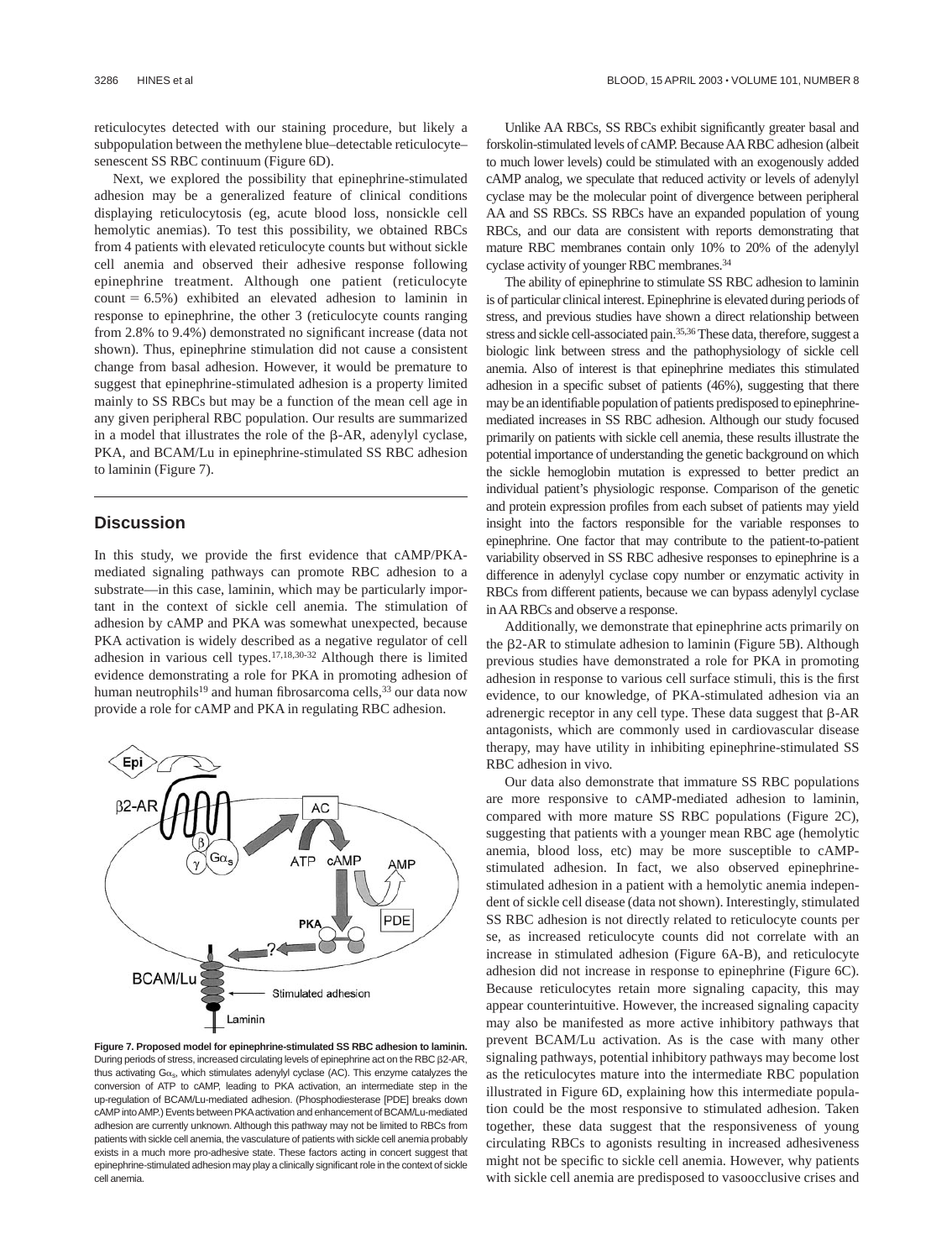reticulocytes detected with our staining procedure, but likely a subpopulation between the methylene blue–detectable reticulocyte–senescent SS RBC continuum (Figure 6D).

Next, we explored the possibility that epinephrine-stimulated adhesion may be a generalized feature of clinical conditions displaying reticulocytosis (eg, acute blood loss, nonsickle cell hemolytic anemias). To test this possibility, we obtained RBCs from 4 patients with elevated reticulocyte counts but without sickle cell anemia and observed their adhesive response following epinephrine treatment. Although one patient (reticulocyte count = 6.5%) exhibited an elevated adhesion to laminin in response to epinephrine, the other 3 (reticulocyte counts ranging from 2.8% to 9.4%) demonstrated no significant increase (data not shown). Thus, epinephrine stimulation did not cause a consistent change from basal adhesion. However, it would be premature to suggest that epinephrine-stimulated adhesion is a property limited mainly to SS RBCs but may be a function of the mean cell age in any given peripheral RBC population. Our results are summarized in a model that illustrates the role of the β-AR, adenylyl cyclase, PKA, and BCAM/Lu in epinephrine-stimulated SS RBC adhesion to laminin (Figure 7).

## Discussion

In this study, we provide the first evidence that cAMP/PKA-mediated signaling pathways can promote RBC adhesion to a substrate—in this case, laminin, which may be particularly important in the context of sickle cell anemia. The stimulation of adhesion by cAMP and PKA was somewhat unexpected, because PKA activation is widely described as a negative regulator of cell adhesion in various cell types.[17,18,30-32] Although there is limited evidence demonstrating a role for PKA in promoting adhesion of human neutrophils[19] and human fibrosarcoma cells,[33] our data now provide a role for cAMP and PKA in regulating RBC adhesion.

**Figure 7. Proposed model for epinephrine-stimulated SS RBC adhesion to laminin.** During periods of stress, increased circulating levels of epinephrine act on the RBC β2-AR, thus activating $G\alpha_s$, which stimulates adenylyl cyclase (AC). This enzyme catalyzes the conversion of ATP to cAMP, leading to PKA activation, an intermediate step in the up-regulation of BCAM/Lu-mediated adhesion. (Phosphodiesterase [PDE] breaks down cAMP into AMP.) Events between PKA activation and enhancement of BCAM/Lu-mediated adhesion are currently unknown. Although this pathway may not be limited to RBCs from patients with sickle cell anemia, the vasculature of patients with sickle cell anemia probably exists in a much more pro-adhesive state. These factors acting in concert suggest that epinephrine-stimulated adhesion may play a clinically significant role in the context of sickle cell anemia.

Unlike AA RBCs, SS RBCs exhibit significantly greater basal and forskolin-stimulated levels of cAMP. Because AA RBC adhesion (albeit to much lower levels) could be stimulated with an exogenously added cAMP analog, we speculate that reduced activity or levels of adenylyl cyclase may be the molecular point of divergence between peripheral AA and SS RBCs. SS RBCs have an expanded population of young RBCs, and our data are consistent with reports demonstrating that mature RBC membranes contain only 10% to 20% of the adenylyl cyclase activity of younger RBC membranes.[34]

The ability of epinephrine to stimulate SS RBC adhesion to laminin is of particular clinical interest. Epinephrine is elevated during periods of stress, and previous studies have shown a direct relationship between stress and sickle cell-associated pain.[35,36] These data, therefore, suggest a biologic link between stress and the pathophysiology of sickle cell anemia. Also of interest is that epinephrine mediates this stimulated adhesion in a specific subset of patients (46%), suggesting that there may be an identifiable population of patients predisposed to epinephrine-mediated increases in SS RBC adhesion. Although our study focused primarily on patients with sickle cell anemia, these results illustrate the potential importance of understanding the genetic background on which the sickle hemoglobin mutation is expressed to better predict an individual patient's physiologic response. Comparison of the genetic and protein expression profiles from each subset of patients may yield insight into the factors responsible for the variable responses to epinephrine. One factor that may contribute to the patient-to-patient variability observed in SS RBC adhesive responses to epinephrine is a difference in adenylyl cyclase copy number or enzymatic activity in RBCs from different patients, because we can bypass adenylyl cyclase in AA RBCs and observe a response.

Additionally, we demonstrate that epinephrine acts primarily on the β2-AR to stimulate adhesion to laminin (Figure 5B). Although previous studies have demonstrated a role for PKA in promoting adhesion in response to various cell surface stimuli, this is the first evidence, to our knowledge, of PKA-stimulated adhesion via an adrenergic receptor in any cell type. These data suggest that β-AR antagonists, which are commonly used in cardiovascular disease therapy, may have utility in inhibiting epinephrine-stimulated SS RBC adhesion in vivo.

Our data also demonstrate that immature SS RBC populations are more responsive to cAMP-mediated adhesion to laminin, compared with more mature SS RBC populations (Figure 2C), suggesting that patients with a younger mean RBC age (hemolytic anemia, blood loss, etc) may be more susceptible to cAMP-stimulated adhesion. In fact, we also observed epinephrine-stimulated adhesion in a patient with a hemolytic anemia independent of sickle cell disease (data not shown). Interestingly, stimulated SS RBC adhesion is not directly related to reticulocyte counts per se, as increased reticulocyte counts did not correlate with an increase in stimulated adhesion (Figure 6A-B), and reticulocyte adhesion did not increase in response to epinephrine (Figure 6C). Because reticulocytes retain more signaling capacity, this may appear counterintuitive. However, the increased signaling capacity may also be manifested as more active inhibitory pathways that prevent BCAM/Lu activation. As is the case with many other signaling pathways, potential inhibitory pathways may become lost as the reticulocytes mature into the intermediate RBC population illustrated in Figure 6D, explaining how this intermediate population could be the most responsive to stimulated adhesion. Taken together, these data suggest that the responsiveness of young circulating RBCs to agonists resulting in increased adhesiveness might not be specific to sickle cell anemia. However, why patients with sickle cell anemia are predisposed to vasoocclusive crises and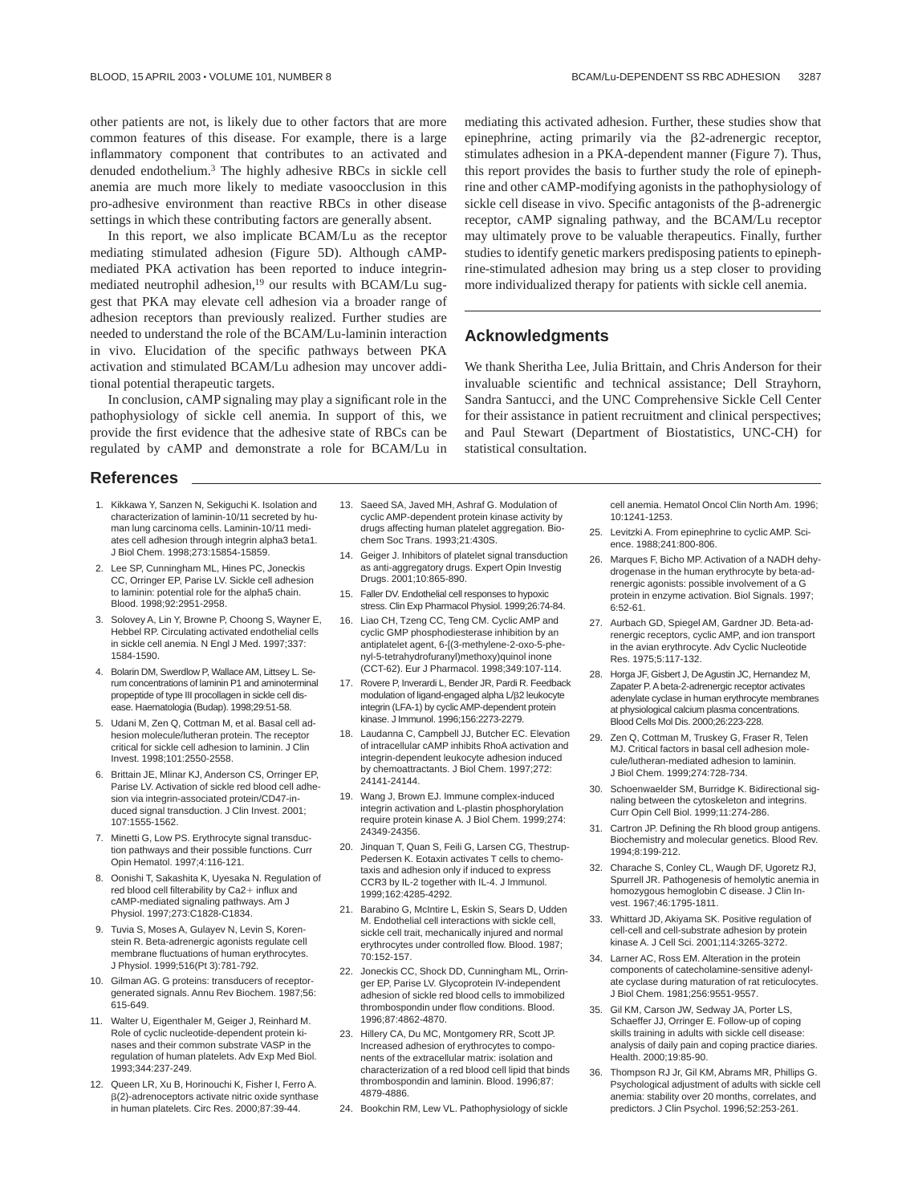other patients are not, is likely due to other factors that are more common features of this disease. For example, there is a large inflammatory component that contributes to an activated and denuded endothelium.[3] The highly adhesive RBCs in sickle cell anemia are much more likely to mediate vasoocclusion in this pro-adhesive environment than reactive RBCs in other disease settings in which these contributing factors are generally absent.

In this report, we also implicate BCAM/Lu as the receptor mediating stimulated adhesion (Figure 5D). Although cAMP-mediated PKA activation has been reported to induce integrin-mediated neutrophil adhesion,[19] our results with BCAM/Lu suggest that PKA may elevate cell adhesion via a broader range of adhesion receptors than previously realized. Further studies are needed to understand the role of the BCAM/Lu-laminin interaction in vivo. Elucidation of the specific pathways between PKA activation and stimulated BCAM/Lu adhesion may uncover additional potential therapeutic targets.

In conclusion, cAMP signaling may play a significant role in the pathophysiology of sickle cell anemia. In support of this, we provide the first evidence that the adhesive state of RBCs can be regulated by cAMP and demonstrate a role for BCAM/Lu in mediating this activated adhesion. Further, these studies show that epinephrine, acting primarily via the β2-adrenergic receptor, stimulates adhesion in a PKA-dependent manner (Figure 7). Thus, this report provides the basis to further study the role of epinephrine and other cAMP-modifying agonists in the pathophysiology of sickle cell disease in vivo. Specific antagonists of the β-adrenergic receptor, cAMP signaling pathway, and the BCAM/Lu receptor may ultimately prove to be valuable therapeutics. Finally, further studies to identify genetic markers predisposing patients to epinephrine-stimulated adhesion may bring us a step closer to providing more individualized therapy for patients with sickle cell anemia.

## Acknowledgments

We thank Sheritha Lee, Julia Brittain, and Chris Anderson for their invaluable scientific and technical assistance; Dell Strayhorn, Sandra Santucci, and the UNC Comprehensive Sickle Cell Center for their assistance in patient recruitment and clinical perspectives; and Paul Stewart (Department of Biostatistics, UNC-CH) for statistical consultation.

## References

1. Kikkawa Y, Sanzen N, Sekiguchi K. Isolation and characterization of laminin-10/11 secreted by human lung carcinoma cells. Laminin-10/11 mediates cell adhesion through integrin alpha3 beta1. J Biol Chem. 1998;273:15854-15859.
2. Lee SP, Cunningham ML, Hines PC, Joneckis CC, Orringer EP, Parise LV. Sickle cell adhesion to laminin: potential role for the alpha5 chain. Blood. 1998;92:2951-2958.
3. Solovey A, Lin Y, Browne P, Choong S, Wayner E, Hebbel RP. Circulating activated endothelial cells in sickle cell anemia. N Engl J Med. 1997;337:1584-1590.
4. Bolarin DM, Swerdlow P, Wallace AM, Littsey L. Serum concentrations of laminin P1 and aminoterminal propeptide of type III procollagen in sickle cell disease. Haematologia (Budap). 1998;29:51-58.
5. Udani M, Zen Q, Cottman M, et al. Basal cell adhesion molecule/lutheran protein. The receptor critical for sickle cell adhesion to laminin. J Clin Invest. 1998;101:2550-2558.
6. Brittain JE, Mlinar KJ, Anderson CS, Orringer EP, Parise LV. Activation of sickle red blood cell adhesion via integrin-associated protein/CD47-induced signal transduction. J Clin Invest. 2001;107:1555-1562.
7. Minetti G, Low PS. Erythrocyte signal transduction pathways and their possible functions. Curr Opin Hematol. 1997;4:116-121.
8. Oonishi T, Sakashita K, Uyesaka N. Regulation of red blood cell filterability by Ca2+ influx and cAMP-mediated signaling pathways. Am J Physiol. 1997;273:C1828-C1834.
9. Tuvia S, Moses A, Gulayev N, Levin S, Korenstein R. Beta-adrenergic agonists regulate cell membrane fluctuations of human erythrocytes. J Physiol. 1999;516(Pt 3):781-792.
10. Gilman AG. G proteins: transducers of receptor-generated signals. Annu Rev Biochem. 1987;56:615-649.
11. Walter U, Eigenthaler M, Geiger J, Reinhard M. Role of cyclic nucleotide-dependent protein kinases and their common substrate VASP in the regulation of human platelets. Adv Exp Med Biol. 1993;344:237-249.
12. Queen LR, Xu B, Horinouchi K, Fisher I, Ferro A. β(2)-adrenoceptors activate nitric oxide synthase in human platelets. Circ Res. 2000;87:39-44.
13. Saeed SA, Javed MH, Ashraf G. Modulation of cyclic AMP-dependent protein kinase activity by drugs affecting human platelet aggregation. Biochem Soc Trans. 1993;21:430S.
14. Geiger J. Inhibitors of platelet signal transduction as anti-aggregatory drugs. Expert Opin Investig Drugs. 2001;10:865-890.
15. Faller DV. Endothelial cell responses to hypoxic stress. Clin Exp Pharmacol Physiol. 1999;26:74-84.
16. Liao CH, Tzeng CC, Teng CM. Cyclic AMP and cyclic GMP phosphodiesterase inhibition by an antiplatelet agent, 6-[(3-methylene-2-oxo-5-phenyl-5-tetrahydrofuranyl)methoxy]quinol inone (CCT-62). Eur J Pharmacol. 1998;349:107-114.
17. Rovere P, Inverardi L, Bender JR, Pardi R. Feedback modulation of ligand-engaged alpha L/β2 leukocyte integrin (LFA-1) by cyclic AMP-dependent protein kinase. J Immunol. 1996;156:2273-2279.
18. Laudanna C, Campbell JJ, Butcher EC. Elevation of intracellular cAMP inhibits RhoA activation and integrin-dependent leukocyte adhesion induced by chemoattractants. J Biol Chem. 1997;272:24141-24144.
19. Wang J, Brown EJ. Immune complex-induced integrin activation and L-plastin phosphorylation require protein kinase A. J Biol Chem. 1999;274:24349-24356.
20. Jinquan T, Quan S, Feili G, Larsen CG, Thestrup-Pedersen K. Eotaxin activates T cells to chemotaxis and adhesion only if induced to express CCR3 by IL-2 together with IL-4. J Immunol. 1999;162:4285-4292.
21. Barabino G, McIntire L, Eskin S, Sears D, Udden M. Endothelial cell interactions with sickle cell, sickle cell trait, mechanically injured and normal erythrocytes under controlled flow. Blood. 1987;70:152-157.
22. Joneckis CC, Shock DD, Cunningham ML, Orringer EP, Parise LV. Glycoprotein IV-independent adhesion of sickle red blood cells to immobilized thrombospondin under flow conditions. Blood. 1996;87:4862-4870.
23. Hillery CA, Du MC, Montgomery RR, Scott JP. Increased adhesion of erythrocytes to components of the extracellular matrix: isolation and characterization of a red blood cell lipid that binds thrombospondin and laminin. Blood. 1996;87:4879-4886.
24. Bookchin RM, Lew VL. Pathophysiology of sickle cell anemia. Hematol Oncol Clin North Am. 1996;10:1241-1253.
25. Levitzki A. From epinephrine to cyclic AMP. Science. 1988;241:800-806.
26. Marques F, Bicho MP. Activation of a NADH dehydrogenase in the human erythrocyte by beta-adrenergic agonists: possible involvement of a G protein in enzyme activation. Biol Signals. 1997;6:52-61.
27. Aurbach GD, Spiegel AM, Gardner JD. Beta-adrenergic receptors, cyclic AMP, and ion transport in the avian erythrocyte. Adv Cyclic Nucleotide Res. 1975;5:117-132.
28. Horga JF, Gisbert J, De Agustin JC, Hernandez M, Zapater P. A beta-2-adrenergic receptor activates adenylate cyclase in human erythrocyte membranes at physiological calcium plasma concentrations. Blood Cells Mol Dis. 2000;26:223-228.
29. Zen Q, Cottman M, Truskey G, Fraser R, Telen MJ. Critical factors in basal cell adhesion molecule/lutheran-mediated adhesion to laminin. J Biol Chem. 1999;274:728-734.
30. Schoenwaelder SM, Burridge K. Bidirectional signaling between the cytoskeleton and integrins. Curr Opin Cell Biol. 1999;11:274-286.
31. Cartron JP. Defining the Rh blood group antigens. Biochemistry and molecular genetics. Blood Rev. 1994;8:199-212.
32. Charache S, Conley CL, Waugh DF, Ugoretz RJ, Spurrell JR. Pathogenesis of hemolytic anemia in homozygous hemoglobin C disease. J Clin Invest. 1967;46:1795-1811.
33. Whittard JD, Akiyama SK. Positive regulation of cell-cell and cell-substrate adhesion by protein kinase A. J Cell Sci. 2001;114:3265-3272.
34. Larner AC, Ross EM. Alteration in the protein components of catecholamine-sensitive adenylate cyclase during maturation of rat reticulocytes. J Biol Chem. 1981;256:9551-9557.
35. Gil KM, Carson JW, Sedway JA, Porter LS, Schaeffer JJ, Orringer E. Follow-up of coping skills training in adults with sickle cell disease: analysis of daily pain and coping practice diaries. Health. 2000;19:85-90.
36. Thompson RJ Jr, Gil KM, Abrams MR, Phillips G. Psychological adjustment of adults with sickle cell anemia: stability over 20 months, correlates, and predictors. J Clin Psychol. 1996;52:253-261.